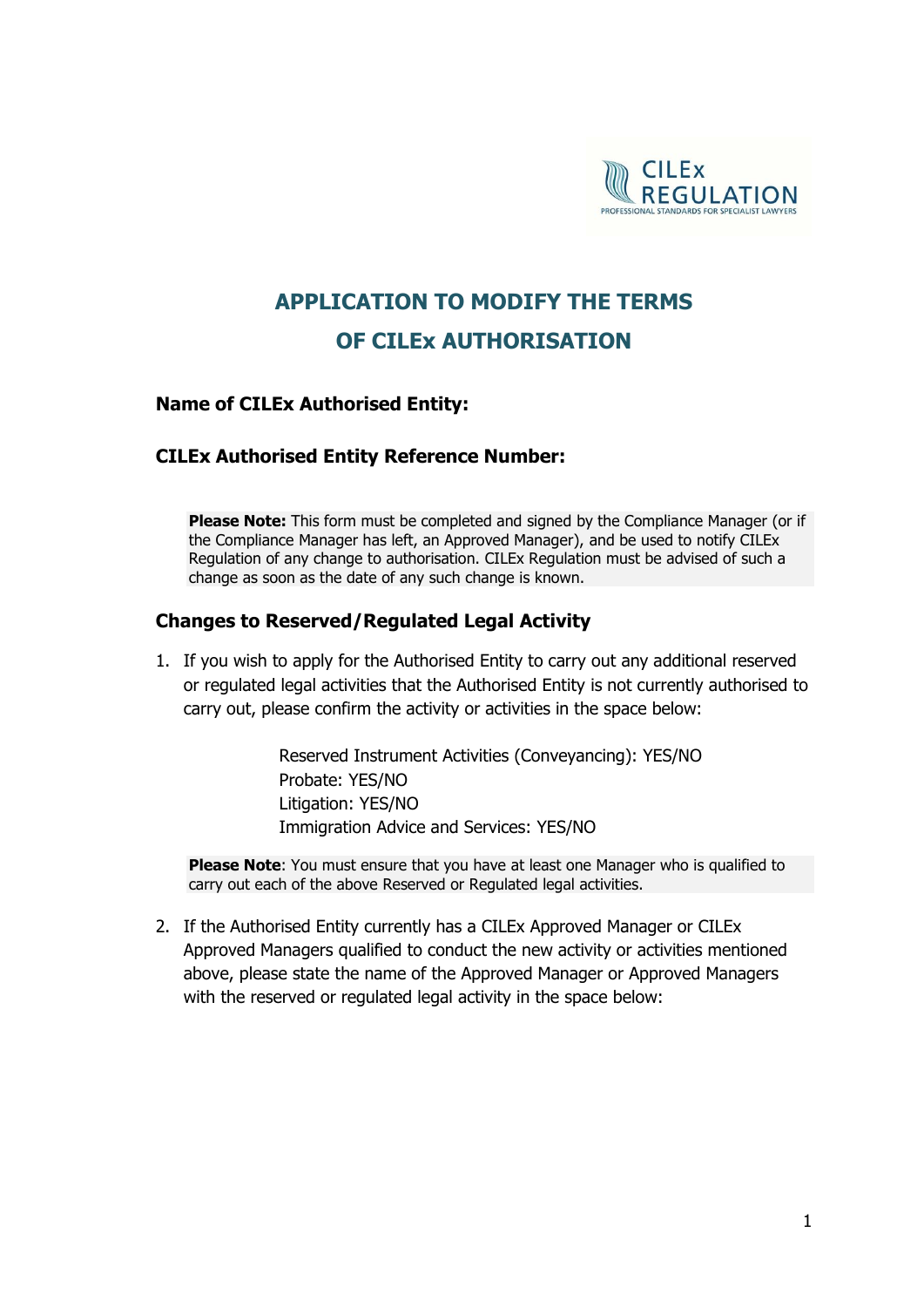# APPLICATION TO MODIFY THE TERMS OF CILEx AUTHORISATION

**Name of CILEx Authorised Entity:**

**CILEx Authorised Entity Reference Number:**

**Please Note:** This form must be completed and signed by the Compliance Manager (or if the Compliance Manager has left, an Approved Manager), and be used to notify CILEx Regulation of any change to authorisation. CILEx Regulation must be advised of such a change as soon as the date of any such change is known.

## Changes to Reserved/Regulated Legal Activity

1. If you wish to apply for the Authorised Entity to carry out any additional reserved or regulated legal activities that the Authorised Entity is not currently authorised to carry out, please confirm the activity or activities in the space below:

   Reserved Instrument Activities (Conveyancing): YES/NO
   Probate: YES/NO
   Litigation: YES/NO
   Immigration Advice and Services: YES/NO

   **Please Note**: You must ensure that you have at least one Manager who is qualified to carry out each of the above Reserved or Regulated legal activities.

2. If the Authorised Entity currently has a CILEx Approved Manager or CILEx Approved Managers qualified to conduct the new activity or activities mentioned above, please state the name of the Approved Manager or Approved Managers with the reserved or regulated legal activity in the space below: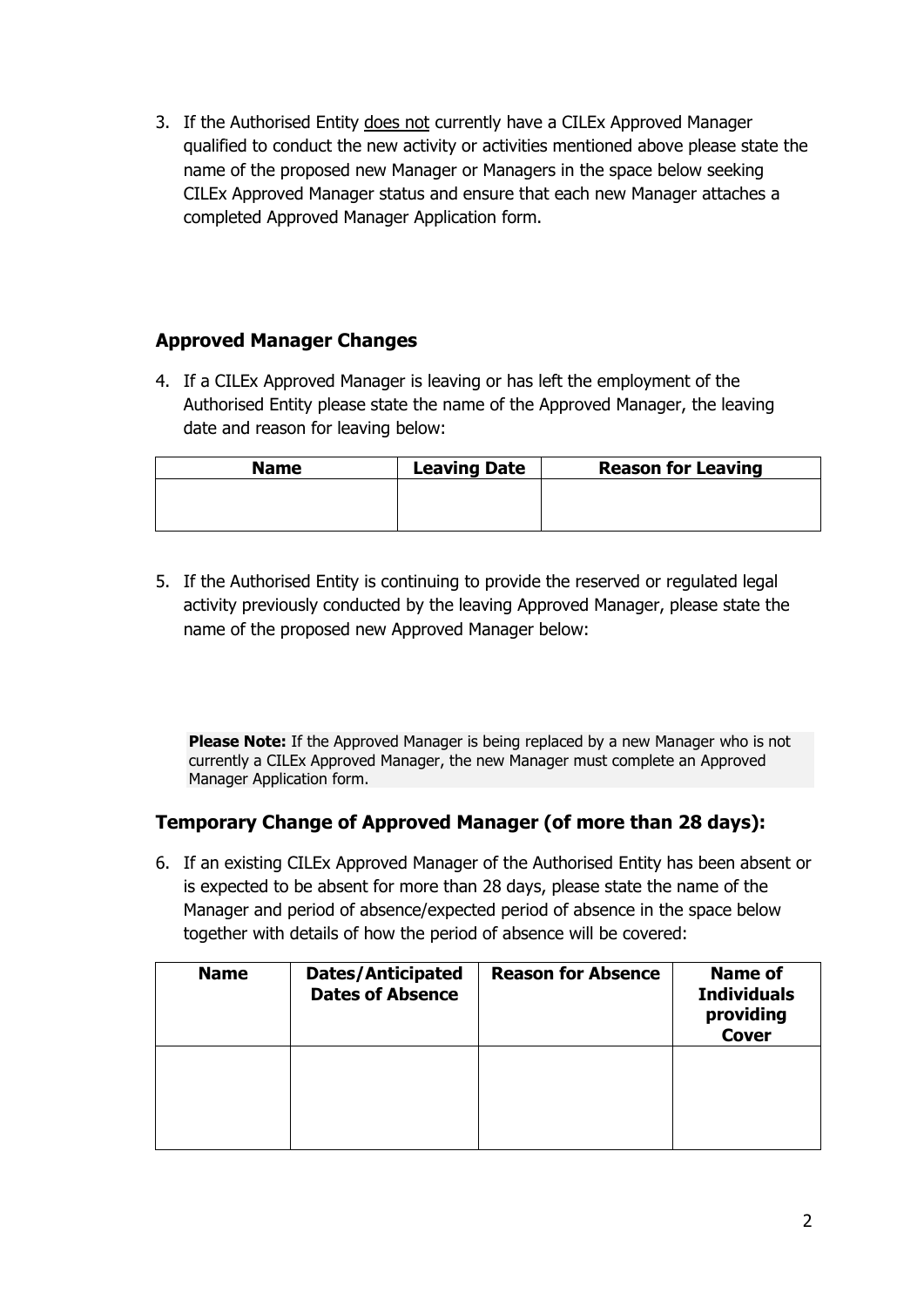3. If the Authorised Entity <u>does not</u> currently have a CILEx Approved Manager qualified to conduct the new activity or activities mentioned above please state the name of the proposed new Manager or Managers in the space below seeking CILEx Approved Manager status and ensure that each new Manager attaches a completed Approved Manager Application form.

## Approved Manager Changes

4. If a CILEx Approved Manager is leaving or has left the employment of the Authorised Entity please state the name of the Approved Manager, the leaving date and reason for leaving below:

| Name | Leaving Date | Reason for Leaving |
|---|---|---|
| | | |

5. If the Authorised Entity is continuing to provide the reserved or regulated legal activity previously conducted by the leaving Approved Manager, please state the name of the proposed new Approved Manager below:

**Please Note:** If the Approved Manager is being replaced by a new Manager who is not currently a CILEx Approved Manager, the new Manager must complete an Approved Manager Application form.

## Temporary Change of Approved Manager (of more than 28 days):

6. If an existing CILEx Approved Manager of the Authorised Entity has been absent or is expected to be absent for more than 28 days, please state the name of the Manager and period of absence/expected period of absence in the space below together with details of how the period of absence will be covered:

| Name | Dates/Anticipated Dates of Absence | Reason for Absence | Name of Individuals providing Cover |
|---|---|---|---|
| | | | |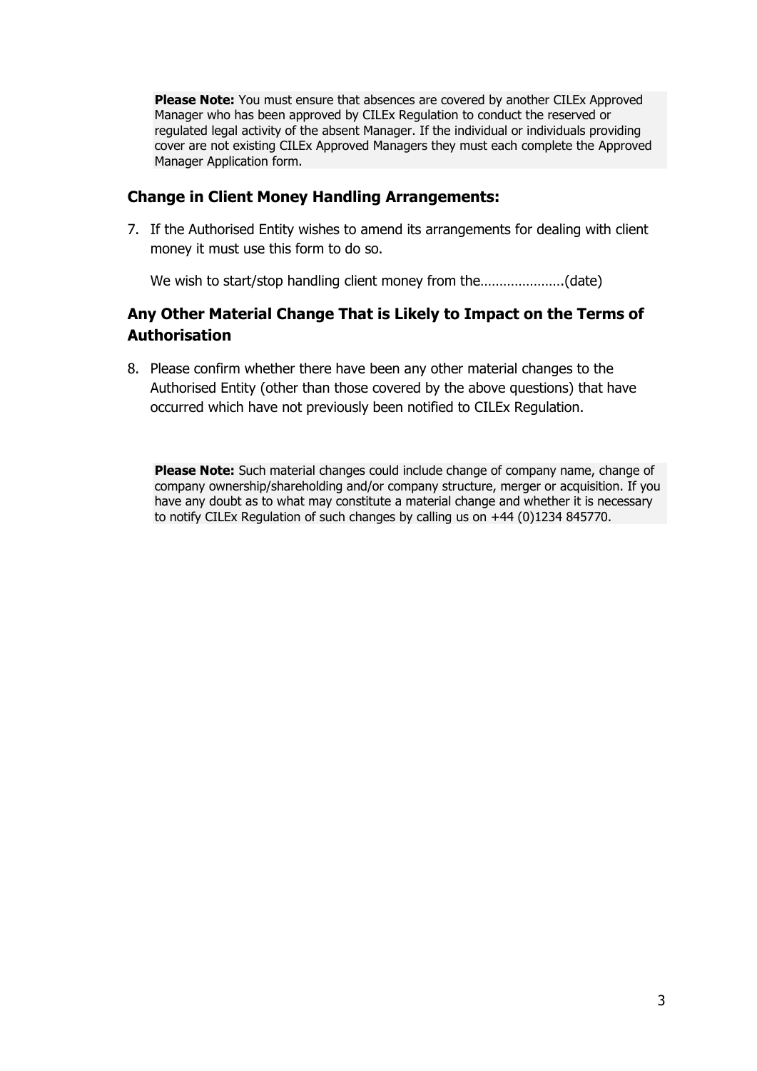**Please Note:** You must ensure that absences are covered by another CILEx Approved Manager who has been approved by CILEx Regulation to conduct the reserved or regulated legal activity of the absent Manager. If the individual or individuals providing cover are not existing CILEx Approved Managers they must each complete the Approved Manager Application form.

### Change in Client Money Handling Arrangements:

7. If the Authorised Entity wishes to amend its arrangements for dealing with client money it must use this form to do so.

   We wish to start/stop handling client money from the………………….(date)

### Any Other Material Change That is Likely to Impact on the Terms of Authorisation

8. Please confirm whether there have been any other material changes to the Authorised Entity (other than those covered by the above questions) that have occurred which have not previously been notified to CILEx Regulation.

**Please Note:** Such material changes could include change of company name, change of company ownership/shareholding and/or company structure, merger or acquisition. If you have any doubt as to what may constitute a material change and whether it is necessary to notify CILEx Regulation of such changes by calling us on +44 (0)1234 845770.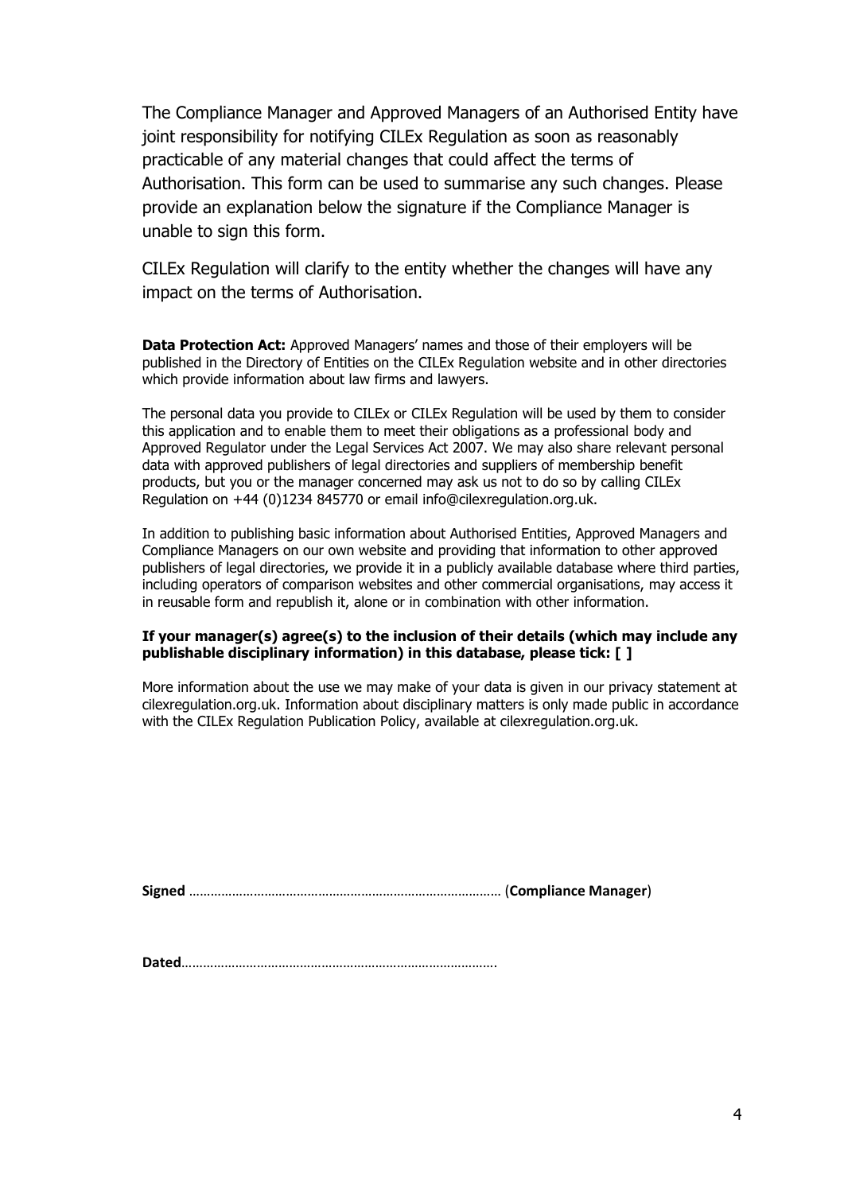The Compliance Manager and Approved Managers of an Authorised Entity have joint responsibility for notifying CILEx Regulation as soon as reasonably practicable of any material changes that could affect the terms of Authorisation. This form can be used to summarise any such changes. Please provide an explanation below the signature if the Compliance Manager is unable to sign this form.

CILEx Regulation will clarify to the entity whether the changes will have any impact on the terms of Authorisation.

**Data Protection Act:** Approved Managers' names and those of their employers will be published in the Directory of Entities on the CILEx Regulation website and in other directories which provide information about law firms and lawyers.

The personal data you provide to CILEx or CILEx Regulation will be used by them to consider this application and to enable them to meet their obligations as a professional body and Approved Regulator under the Legal Services Act 2007. We may also share relevant personal data with approved publishers of legal directories and suppliers of membership benefit products, but you or the manager concerned may ask us not to do so by calling CILEx Regulation on +44 (0)1234 845770 or email info@cilexregulation.org.uk.

In addition to publishing basic information about Authorised Entities, Approved Managers and Compliance Managers on our own website and providing that information to other approved publishers of legal directories, we provide it in a publicly available database where third parties, including operators of comparison websites and other commercial organisations, may access it in reusable form and republish it, alone or in combination with other information.

**If your manager(s) agree(s) to the inclusion of their details (which may include any publishable disciplinary information) in this database, please tick: [ ]**

More information about the use we may make of your data is given in our privacy statement at cilexregulation.org.uk. Information about disciplinary matters is only made public in accordance with the CILEx Regulation Publication Policy, available at cilexregulation.org.uk.

**Signed** …………………………………………………………………………… (**Compliance Manager**)

**Dated**…………………………………………………………………………….